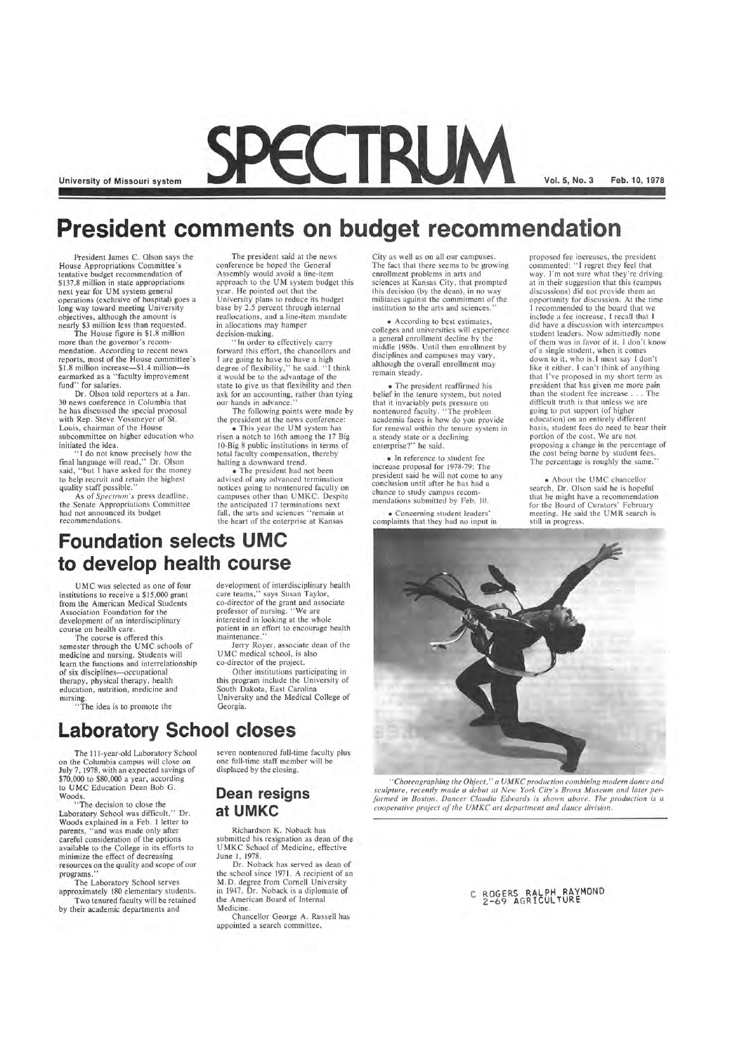# SPECTRUM

University of Missouri system — Vol. 5, No. 3 — Feb. 10, 1978

# President comments on budget recommendation

President James C. Olson says the House Appropriations Committee's tentative budget recommendation of $137.8 million in state appropriations next year for UM system general operations (exclusive of hospital) goes a long way toward meeting University objectives, although the amount is nearly $3 million less than requested.

The House figure is $1.8 million more than the governor's recommendation. According to recent news reports, most of the House committee's $1.8 million increase—$1.4 million—is earmarked as a "faculty improvement fund" for salaries.

Dr. Olson told reporters at a Jan. 30 news conference in Columbia that he has discussed the special proposal with Rep. Steve Vossmeyer of St. Louis, chairman of the House subcommittee on higher education who initiated the idea.

"I do not know precisely how the final language will read," Dr. Olson said, "but I have asked for the money to help recruit and retain the highest quality staff possible."

As of *Spectrum's* press deadline, the Senate Appropriations Committee had not announced its budget recommendations.

The president said at the news conference he hoped the General Assembly would avoid a line-item approach to the UM system budget this year. He pointed out that the University plans to reduce its budget base by 2.5 percent through internal reallocations, and a line-item mandate in allocations may hamper decision-making.

"In order to effectively carry forward this effort, the chancellors and I are going to have to have a high degree of flexibility," he said. "I think it would be to the advantage of the state to give us that flexibility and then ask for an accounting, rather than tying our hands in advance."

The following points were made by the president at the news conference:

- This year the UM system has risen a notch to 16th among the 17 Big 10-Big 8 public institutions in terms of total faculty compensation, thereby halting a downward trend.
- The president had not been advised of any advanced termination notices going to nontenured faculty on campuses other than UMKC. Despite the anticipated 17 terminations next fall, the arts and sciences "remain at the heart of the enterprise at Kansas City as well as on all our campuses. The fact that there seems to be growing enrollment problems in arts and sciences at Kansas City, that prompted this decision (by the dean), in no way militates against the commitment of the institution to the arts and sciences."
- According to best estimates, colleges and universities will experience a general enrollment decline by the middle 1980s. Until then enrollment by disciplines and campuses may vary, although the overall enrollment may remain steady.
- The president reaffirmed his belief in the tenure system, but noted that it invariably puts pressure on nontenured faculty. "The problem academia faces is how do you provide for renewal within the tenure system in a steady state or a declining enterprise?" he said.
- In reference to student fee increase proposal for 1978-79: The president said he will not come to any conclusion until after he has had a chance to study campus recommendations submitted by Feb. 10.
- Concerning student leaders' complaints that they had no input in proposed fee increases, the president commented: "I regret they feel that way. I'm not sure what they're driving at in their suggestion that this (campus discussions) did not provide them an opportunity for discussion. At the time I recommended to the board that we include a fee increase, I recall that I did have a discussion with intercampus student leaders. Now admittedly none of them was in favor of it. I don't know of a single student, when it comes down to it, who is. I must say I don't like it either. I can't think of anything that I've proposed in my short term as president that has given me more pain than the student fee increase . . . The difficult truth is that unless we are going to put support (of higher education) on an entirely different basis, student fees do need to bear their portion of the cost. We are not proposing a change in the percentage of the cost being borne by student fees. The percentage is roughly the same."
- About the UMC chancellor search, Dr. Olson said he is hopeful that he might have a recommendation for the Board of Curators' February meeting. He said the UMR search is still in progress.

## Foundation selects UMC to develop health course

UMC was selected as one of four institutions to receive a $15,000 grant from the American Medical Students Association Foundation for the development of an interdisciplinary course on health care.

The course is offered this semester through the UMC schools of medicine and nursing. Students will learn the functions and interrelationship of six disciplines—occupational therapy, physical therapy, health education, nutrition, medicine and nursing.

"The idea is to promote the development of interdisciplinary health care teams," says Susan Taylor, co-director of the grant and associate professor of nursing. "We are interested in looking at the whole patient in an effort to encourage health maintenance."

Jerry Royer, associate dean of the UMC medical school, is also co-director of the project.

Other institutions participating in this program include the University of South Dakota, East Carolina University and the Medical College of Georgia.

## Laboratory School closes

The 111-year-old Laboratory School on the Columbia campus will close on July 7, 1978, with an expected savings of $70,000 to $80,000 a year, according to UMC Education Dean Bob G. Woods.

"The decision to close the Laboratory School was difficult," Dr. Woods explained in a Feb. 1 letter to parents, "and was made only after careful consideration of the options available to the College in its efforts to minimize the effect of decreasing resources on the quality and scope of our programs."

The Laboratory School serves approximately 180 elementary students.

Two tenured faculty will be retained by their academic departments and seven nontenured full-time faculty plus one full-time staff member will be displaced by the closing.

## Dean resigns at UMKC

Richardson K. Noback has submitted his resignation as dean of the UMKC School of Medicine, effective June 1, 1978.

Dr. Noback has served as dean of the school since 1971. A recipient of an M.D. degree from Cornell University in 1947, Dr. Noback is a diplomate of the American Board of Internal Medicine.

Chancellor George A. Russell has appointed a search committee.

*"Choreographing the Object," a UMKC production combining modern dance and sculpture, recently made a debut at New York City's Bronx Museum and later performed in Boston. Dancer Claudia Edwards is shown above. The production is a cooperative project of the UMKC art department and dance division.*

C ROGERS RALPH RAYMOND
2-69 AGRICULTURE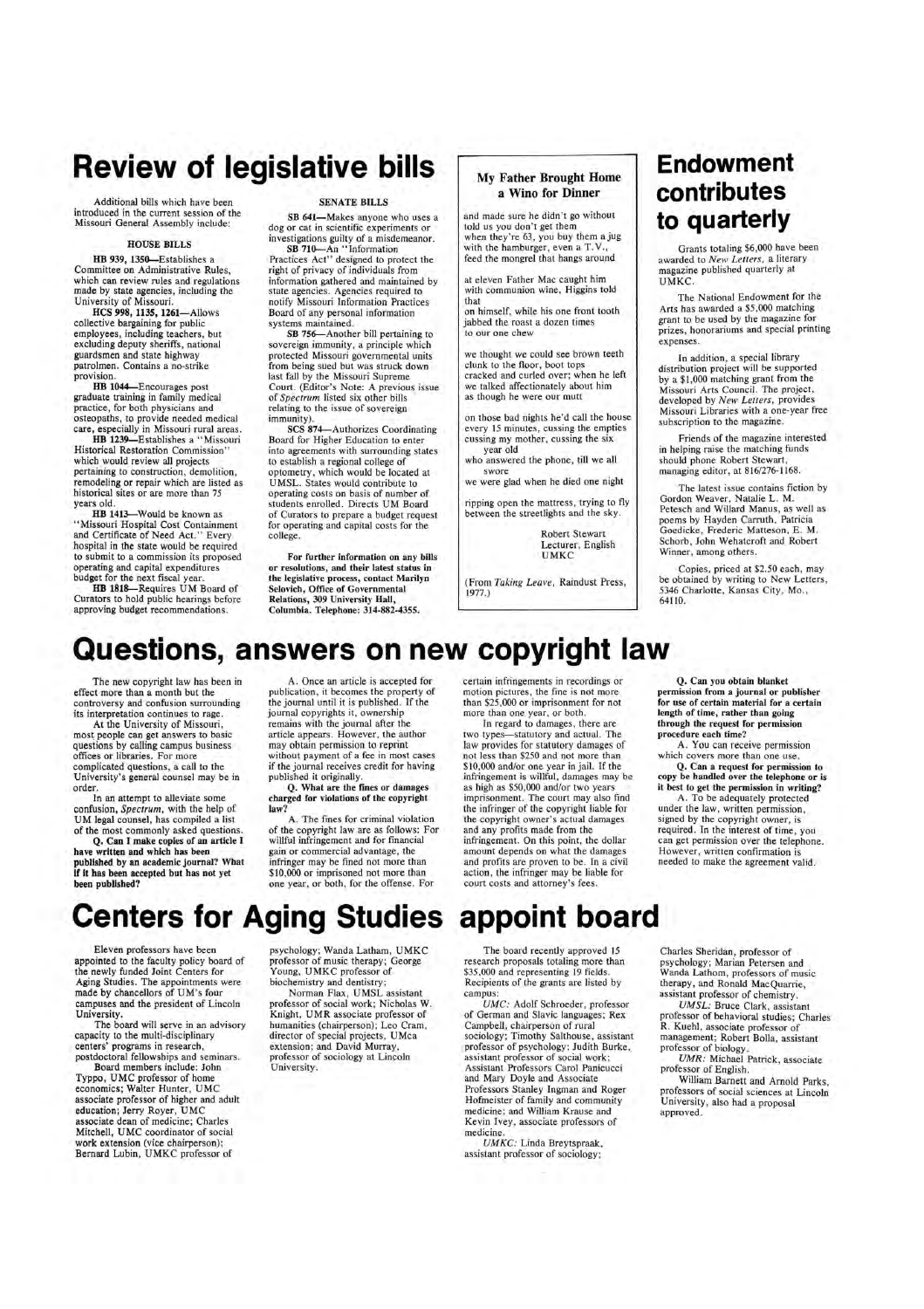# Review of legislative bills

Additional bills which have been introduced in the current session of the Missouri General Assembly include:

### HOUSE BILLS

**HB 939, 1350**—Establishes a Committee on Administrative Rules, which can review rules and regulations made by state agencies, including the University of Missouri.

**HCS 998, 1135, 1261**—Allows collective bargaining for public employees, including teachers, but excluding deputy sheriffs, national guardsmen and state highway patrolmen. Contains a no-strike provision.

**HB 1044**—Encourages post graduate training in family medical practice, for both physicians and osteopaths, to provide needed medical care, especially in Missouri rural areas.

**HB 1239**—Establishes a "Missouri Historical Restoration Commission" which would review all projects pertaining to construction, demolition, remodeling or repair which are listed as historical sites or are more than 75 years old.

**HB 1413**—Would be known as "Missouri Hospital Cost Containment and Certificate of Need Act." Every hospital in the state would be required to submit to a commission its proposed operating and capital expenditures budget for the next fiscal year.

**HB 1818**—Requires UM Board of Curators to hold public hearings before approving budget recommendations.

### SENATE BILLS

**SB 641**—Makes anyone who uses a dog or cat in scientific experiments or investigations guilty of a misdemeanor.

**SB 710**—An "Information Practices Act" designed to protect the right of privacy of individuals from information gathered and maintained by state agencies. Agencies required to notify Missouri Information Practices Board of any personal information systems maintained.

**SB 756**—Another bill pertaining to sovereign immunity, a principle which protected Missouri governmental units from being sued but was struck down last fall by the Missouri Supreme Court. (Editor's Note: A previous issue of *Spectrum* listed six other bills relating to the issue of sovereign immunity).

**SCS 874**—Authorizes Coordinating Board for Higher Education to enter into agreements with surrounding states to establish a regional college of optometry, which would be located at UMSL. States would contribute to operating costs on basis of number of students enrolled. Directs UM Board of Curators to prepare a budget request for operating and capital costs for the college.

**For further information on any bills or resolutions, and their latest status in the legislative process, contact Marilyn Selovich, Office of Governmental Relations, 309 University Hall, Columbia. Telephone: 314-882-4355.**

### My Father Brought Home a Wino for Dinner

and made sure he didn't go without
told us you don't get them
when they're 63, you buy them a jug
with the hamburger, even a T.V.,
feed the mongrel that hangs around

at eleven Father Mac caught him
with communion wine, Higgins told
that
on himself, while his one front tooth
jabbed the roast a dozen times
to our one chew

we thought we could see brown teeth
clunk to the floor, boot tops
cracked and curled over; when he left
we talked affectionately about him
as though he were our mutt

on those bad nights he'd call the house
every 15 minutes, cussing the empties
cussing my mother, cussing the six
year old
who answered the phone, till we all
swore
we were glad when he died one night

ripping open the mattress, trying to fly
between the streetlights and the sky.

Robert Stewart
Lecturer, English
UMKC

(From *Taking Leave*, Raindust Press, 1977.)

# Endowment contributes to quarterly

Grants totaling $6,000 have been awarded to *New Letters*, a literary magazine published quarterly at UMKC.

The National Endowment for the Arts has awarded a $5,000 matching grant to be used by the magazine for prizes, honorariums and special printing expenses.

In addition, a special library distribution project will be supported by a $1,000 matching grant from the Missouri Arts Council. The project, developed by *New Letters*, provides Missouri Libraries with a one-year free subscription to the magazine.

Friends of the magazine interested in helping raise the matching funds should phone Robert Stewart, managing editor, at 816/276-1168.

The latest issue contains fiction by Gordon Weaver, Natalie L. M. Petesch and Willard Manus, as well as poems by Hayden Carruth, Patricia Goedicke, Frederic Matteson, E. M. Schorb, John Wehatcroft and Robert Winner, among others.

Copies, priced at $2.50 each, may be obtained by writing to New Letters, 5346 Charlotte, Kansas City, Mo., 64110.

# Questions, answers on new copyright law

The new copyright law has been in effect more than a month but the controversy and confusion surrounding its interpretation continues to rage.

At the University of Missouri, most people can get answers to basic questions by calling campus business offices or libraries. For more complicated questions, a call to the University's general counsel may be in order.

In an attempt to alleviate some confusion, *Spectrum*, with the help of UM legal counsel, has compiled a list of the most commonly asked questions.

**Q. Can I make copies of an article I have written and which has been published by an academic journal? What if it has been accepted but has not yet been published?**

A. Once an article is accepted for publication, it becomes the property of the journal until it is published. If the journal copyrights it, ownership remains with the journal after the article appears. However, the author may obtain permission to reprint without payment of a fee in most cases if the journal receives credit for having published it originally.

**Q. What are the fines or damages charged for violations of the copyright law?**

A. The fines for criminal violation of the copyright law are as follows: For willful infringement and for financial gain or commercial advantage, the infringer may be fined not more than $10,000 or imprisoned not more than one year, or both, for the offense. For certain infringements in recordings or motion pictures, the fine is not more than $25,000 or imprisonment for not more than one year, or both.

In regard to damages, there are two types—statutory and actual. The law provides for statutory damages of not less than $250 and not more than $10,000 and/or one year in jail. If the infringement is willful, damages may be as high as $50,000 and/or two years imprisonment. The court may also find the infringer of the copyright liable for the copyright owner's actual damages and any profits made from the infringement. On this point, the dollar amount depends on what the damages and profits are proven to be. In a civil action, the infringer may be liable for court costs and attorney's fees.

**Q. Can you obtain blanket permission from a journal or publisher for use of certain material for a certain length of time, rather than going through the request for permission procedure each time?**

A. You can receive permission which covers more than one use.

**Q. Can a request for permission to copy be handled over the telephone or is it best to get the permission in writing?**

A. To be adequately protected under the law, written permission, signed by the copyright owner, is required. In the interest of time, you can get permission over the telephone. However, written confirmation is needed to make the agreement valid.

# Centers for Aging Studies appoint board

Eleven professors have been appointed to the faculty policy board of the newly funded Joint Centers for Aging Studies. The appointments were made by chancellors of UM's four campuses and the president of Lincoln University.

The board will serve in an advisory capacity to the multi-disciplinary centers' programs in research, postdoctoral fellowships and seminars.

Board members include: John Typpo, UMC professor of home economics; Walter Hunter, UMC associate professor of higher and adult education; Jerry Royer, UMC associate dean of medicine; Charles Mitchell, UMC coordinator of social work extension (vice chairperson); Bernard Lubin, UMKC professor of psychology; Wanda Latham, UMKC professor of music therapy; George Young, UMKC professor of biochemistry and dentistry;

Norman Flax, UMSL assistant professor of social work; Nicholas W. Knight, UMR associate professor of humanities (chairperson); Leo Cram, director of special projects, UMca extension; and David Murray, professor of sociology at Lincoln University.

The board recently approved 15 research proposals totaling more than $35,000 and representing 19 fields. Recipients of the grants are listed by campus:

*UMC:* Adolf Schroeder, professor of German and Slavic languages; Rex Campbell, chairperson of rural sociology; Timothy Salthouse, assistant professor of psychology; Judith Burke, assistant professor of social work; Assistant Professors Carol Panicucci and Mary Doyle and Associate Professors Stanley Ingman and Roger Hofmeister of family and community medicine; and William Krause and Kevin Ivey, associate professors of medicine.

*UMKC:* Linda Breytspraak, assistant professor of sociology; Charles Sheridan, professor of psychology; Marian Petersen and Wanda Lathom, professors of music therapy, and Ronald MacQuarrie, assistant professor of chemistry.

*UMSL:* Bruce Clark, assistant professor of behavioral studies; Charles R. Kuehl, associate professor of management; Robert Bolla, assistant professor of biology.

*UMR:* Michael Patrick, associate professor of English.

William Barnett and Arnold Parks, professors of social sciences at Lincoln University, also had a proposal approved.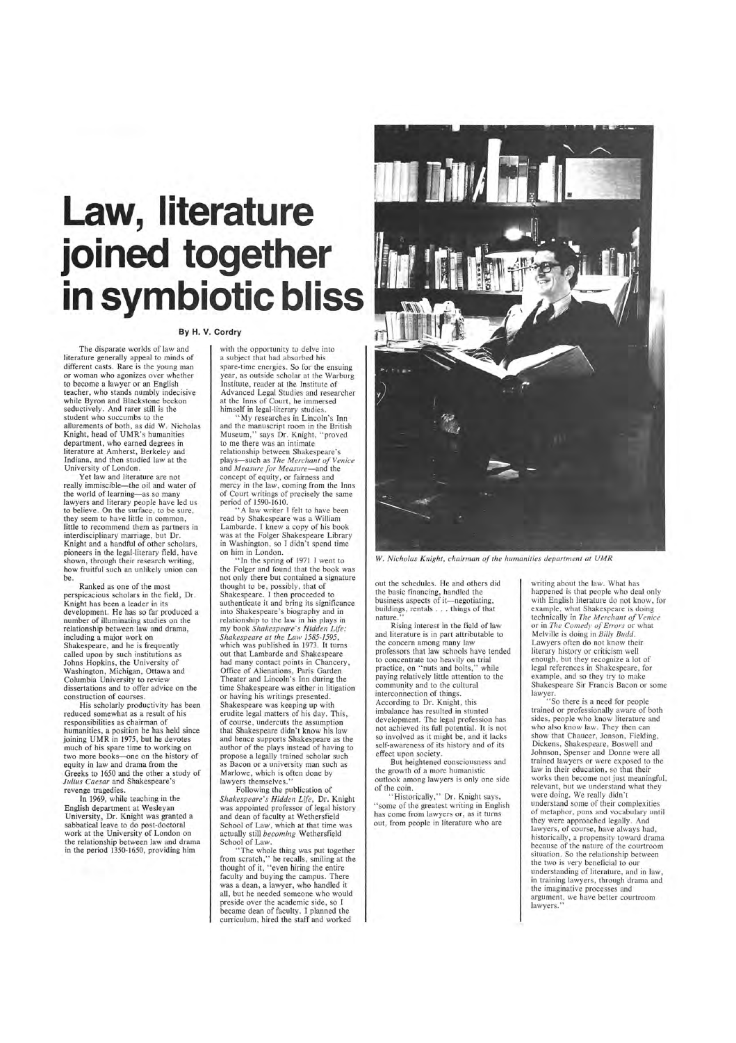# Law, literature joined together in symbiotic bliss

**By H. V. Cordry**

The disparate worlds of law and literature generally appeal to minds of different casts. Rare is the young man or woman who agonizes over whether to become a lawyer or an English teacher, who stands numbly indecisive while Byron and Blackstone beckon seductively. And rarer still is the student who succumbs to the allurements of both, as did W. Nicholas Knight, head of UMR's humanities department, who earned degrees in literature at Amherst, Berkeley and Indiana, and then studied law at the University of London.

Yet law and literature are not really immiscible—the oil and water of the world of learning—as so many lawyers and literary people have led us to believe. On the surface, to be sure, they seem to have little in common, little to recommend them as partners in interdisciplinary marriage, but Dr. Knight and a handful of other scholars, pioneers in the legal-literary field, have shown, through their research writing, how fruitful such an unlikely union can be.

Ranked as one of the most perspicacious scholars in the field, Dr. Knight has been a leader in its development. He has so far produced a number of illuminating studies on the relationship between law and drama, including a major work on Shakespeare, and he is frequently called upon by such institutions as Johns Hopkins, the University of Washington, Michigan, Ottawa and Columbia University to review dissertations and to offer advice on the construction of courses.

His scholarly productivity has been reduced somewhat as a result of his responsibilities as chairman of humanities, a position he has held since joining UMR in 1975, but he devotes much of his spare time to working on two more books—one on the history of equity in law and drama from the Greeks to 1650 and the other a study of *Julius Caesar* and Shakespeare's revenge tragedies.

In 1969, while teaching in the English department at Wesleyan University, Dr. Knight was granted a sabbatical leave to do post-doctoral work at the University of London on the relationship between law and drama in the period 1350-1650, providing him with the opportunity to delve into a subject that had absorbed his spare-time energies. So for the ensuing year, as outside scholar at the Warburg Institute, reader at the Institute of Advanced Legal Studies and researcher at the Inns of Court, he immersed himself in legal-literary studies.

"My researches in Lincoln's Inn and the manuscript room in the British Museum," says Dr. Knight, "proved to me there was an intimate relationship between Shakespeare's plays—such as *The Merchant of Venice* and *Measure for Measure*—and the concept of equity, or fairness and mercy in the law, coming from the Inns of Court writings of precisely the same period of 1590-1610.

"A law writer I felt to have been read by Shakespeare was a William Lambarde. I knew a copy of his book was at the Folger Shakespeare Library in Washington, so I didn't spend time on him in London.

"In the spring of 1971 I went to the Folger and found that the book was not only there but contained a signature thought to be, possibly, that of Shakespeare. I then proceeded to authenticate it and bring its significance into Shakespeare's biography and in relationship to the law in his plays in my book *Shakespeare's Hidden Life: Shakespeare at the Law 1585-1595*, which was published in 1973. It turns out that Lambarde and Shakespeare had many contact points in Chancery, Office of Alienations, Paris Garden Theater and Lincoln's Inn during the time Shakespeare was either in litigation or having his writings presented. Shakespeare was keeping up with erudite legal matters of his day. This, of course, undercuts the assumption that Shakespeare didn't know his law and hence supports Shakespeare as the author of the plays instead of having to propose a legally trained scholar such as Bacon or a university man such as Marlowe, which is often done by lawyers themselves."

Following the publication of *Shakespeare's Hidden Life*, Dr. Knight was appointed professor of legal history and dean of faculty at Wethersfield School of Law, which at that time was actually still *becoming* Wethersfield School of Law.

"The whole thing was put together from scratch," he recalls, smiling at the thought of it, "even hiring the entire faculty and buying the campus. There was a dean, a lawyer, who handled it all, but he needed someone who would preside over the academic side, so I became dean of faculty. I planned the curriculum, hired the staff and worked out the schedules. He and others did the basic financing, handled the business aspects of it—negotiating, buildings, rentals . . . things of that nature."

*W. Nicholas Knight, chairman of the humanities department at UMR*

Rising interest in the field of law and literature is in part attributable to the concern among many law professors that law schools have tended to concentrate too heavily on trial practice, on "nuts and bolts," while paying relatively little attention to the community and to the cultural interconnection of things. According to Dr. Knight, this imbalance has resulted in stunted development. The legal profession has not achieved its full potential. It is not so involved as it might be, and it lacks self-awareness of its history and of its effect upon society.

But heightened consciousness and the growth of a more humanistic outlook among lawyers is only one side of the coin.

"Historically," Dr. Knight says, "some of the greatest writing in English has come from lawyers or, as it turns out, from people in literature who are writing about the law. What has happened is that people who deal only with English literature do not know, for example, what Shakespeare is doing technically in *The Merchant of Venice* or in *The Comedy of Errors* or what Melville is doing in *Billy Budd*. Lawyers often do not know their literary history or criticism well enough, but they recognize a lot of legal references in Shakespeare, for example, and so they try to make Shakespeare Sir Francis Bacon or some lawyer.

"So there is a need for people trained or professionally aware of both sides, people who know literature and who also know law. They then can show that Chaucer, Jonson, Fielding, Dickens, Shakespeare, Boswell and Johnson, Spenser and Donne were all trained lawyers or were exposed to the law in their education, so that their works then become not just meaningful, relevant, but we understand what they were doing. We really didn't understand some of their complexities of metaphor, puns and vocabulary until they were approached legally. And lawyers, of course, have always had, historically, a propensity toward drama because of the nature of the courtroom situation. So the relationship between the two is very beneficial to our understanding of literature, and in law, in training lawyers, through drama and the imaginative processes and argument, we have better courtroom lawyers."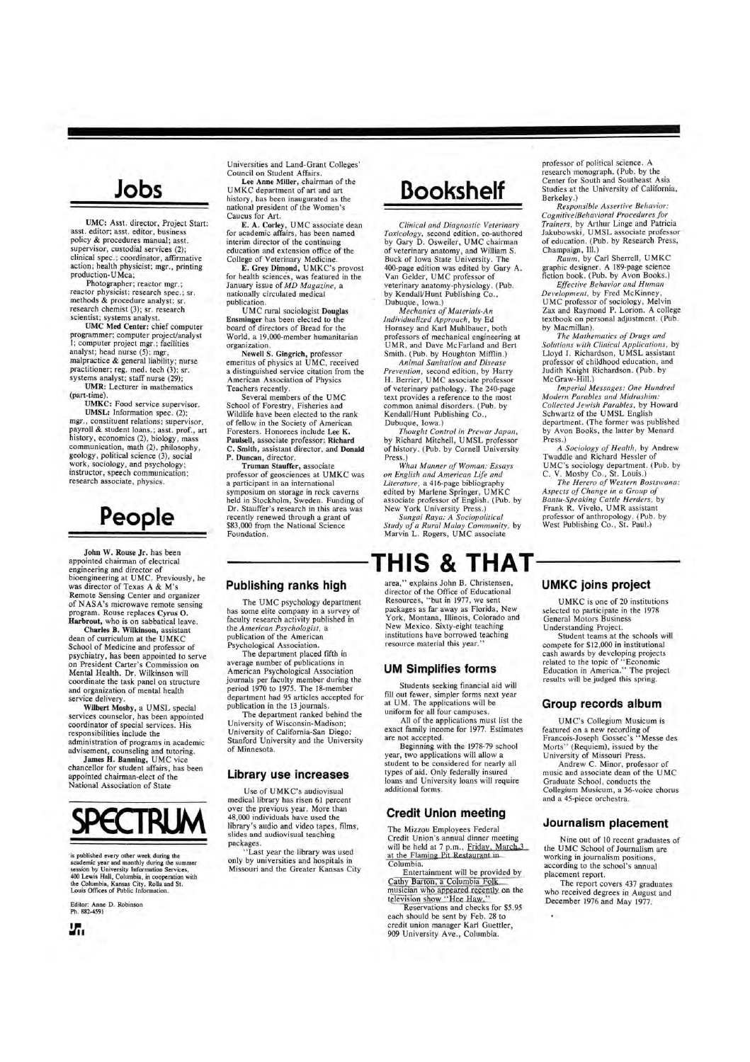# Jobs

**UMC:** Asst. director, Project Start; asst. editor; asst. editor, business policy & procedures manual; asst. supervisor, custodial services (2); clinical spec.; coordinator, affirmative action; health physicist; mgr., printing production-UMca;

Photographer; reactor mgr.; reactor physicist; research spec.; sr. methods & procedure analyst; sr. research chemist (3); sr. research scientist; systems analyst.

**UMC Med Center:** chief computer programmer; computer project/analyst I; computer project mgr.; facilities analyst; head nurse (5); mgr., malpractice & general liability; nurse practitioner; reg. med. tech (3); sr. systems analyst; staff nurse (29);

**UMR:** Lecturer in mathematics (part-time).

**UMKC:** Food service supervisor.

**UMSL:** Information spec. (2); mgr., constituent relations; supervisor, payroll & student loans.; asst. prof., art history, economics (2), biology, mass communication, math (2), philosophy, geology, political science (3), social work, sociology, and psychology; instructor, speech communication; research associate, physics.

# People

**John W. Rouse Jr.** has been appointed chairman of electrical engineering and director of bioengineering at UMC. Previously, he was director of Texas A & M's Remote Sensing Center and organizer of NASA's microwave remote sensing program. Rouse replaces **Cyrus O. Harbrout**, who is on sabbatical leave.

**Charles B. Wilkinson**, assistant dean of curriculum at the UMKC School of Medicine and professor of psychiatry, has been appointed to serve on President Carter's Commission on Mental Health. Dr. Wilkinson will coordinate the task panel on structure and organization of mental health service delivery.

**Wilbert Mosby**, a UMSL special services counselor, has been appointed coordinator of special services. His responsibilities include the administration of programs in academic advisement, counseling and tutoring.

**James H. Banning**, UMC vice chancellor for student affairs, has been appointed chairman-elect of the National Association of State Universities and Land-Grant Colleges' Council on Student Affairs.

**Lee Anne Miller**, chairman of the UMKC department of art and art history, has been inaugurated as the national president of the Women's Caucus for Art.

**E. A. Corley**, UMC associate dean for academic affairs, has been named interim director of the continuing education and extension office of the College of Veterinary Medicine.

**E. Grey Dimond**, UMKC's provost for health sciences, was featured in the January issue of *MD Magazine*, a nationally circulated medical publication.

UMC rural sociologist **Douglas Ensminger** has been elected to the board of directors of Bread for the World, a 19,000-member humanitarian organization.

**Newell S. Gingrich**, professor emeritus of physics at UMC, received a distinguished service citation from the American Association of Physics Teachers recently.

Several members of the UMC School of Forestry, Fisheries and Wildlife have been elected to the rank of fellow in the Society of American Foresters. Honorees include **Lee K. Paulsell**, associate professor; **Richard C. Smith**, assistant director, and **Donald P. Duncan**, director.

**Truman Stauffer**, associate professor of geosciences at UMKC was a participant in an international symposium on storage in rock caverns held in Stockholm, Sweden. Funding of Dr. Stauffer's research in this area was recently renewed through a grant of $83,000 from the National Science Foundation.

# SPECTRUM

is published every other week during the academic year and monthly during the summer session by University Information Services, 400 Lewis Hall, Columbia, in cooperation with the Columbia, Kansas City, Rolla and St. Louis Offices of Public Information.

Editor: Anne D. Robinson
Ph. 882-4591

# Bookshelf

*Clinical and Diagnostic Veterinary Toxicology*, second edition, co-authored by Gary D. Osweiler, UMC chairman of veterinary anatomy, and William S. Buck of Iowa State University. The 400-page edition was edited by Gary A. Van Gelder, UMC professor of veterinary anatomy-physiology. (Pub. by Kendall/Hunt Publishing Co., Dubuque, Iowa.)

*Mechanics of Materials-An Individualized Approach*, by Ed Hornsey and Karl Muhlbauer, both professors of mechanical engineering at UMR, and Dave McFarland and Bert Smith. (Pub. by Houghton Mifflin.)

*Animal Sanitation and Disease Prevention*, second edition, by Harry H. Berrier, UMC associate professor of veterinary pathology. The 240-page text provides a reference to the most common animal disorders. (Pub. by Kendall/Hunt Publishing Co., Dubuque, Iowa.)

*Thought Control in Prewar Japan*, by Richard Mitchell, UMSL professor of history. (Pub. by Cornell University Press.)

*What Manner of Woman: Essays on English and American Life and Literature*, a 416-page bibliography edited by Marlene Springer, UMKC associate professor of English. (Pub. by New York University Press.)

*Sungai Raya: A Sociopolitical Study of a Rural Malay Community*, by Marvin L. Rogers, UMC associate professor of political science. A research monograph. (Pub. by the Center for South and Southeast Asia Studies at the University of California, Berkeley.)

*Responsible Assertive Behavior: Cognitive/Behavioral Procedures for Trainers*, by Arthur Linge and Patricia Jakubowski, UMSL associate professor of education. (Pub. by Research Press, Champaign, Ill.)

*Raum*, by Carl Sherrell, UMKC graphic designer. A 189-page science fiction book. (Pub. by Avon Books.)

*Effective Behavior and Human Development*, by Fred McKinney, UMC professor of sociology, Melvin Zax and Raymond P. Lorion. A college textbook on personal adjustment. (Pub. by Macmillan).

*The Mathematics of Drugs and Solutions with Clinical Applications*, by Lloyd I. Richardson, UMSL assistant professor of childhood education, and Judith Knight Richardson. (Pub. by McGraw-Hill.)

*Imperial Messages: One Hundred Modern Parables and Midrashim: Collected Jewish Parables*, by Howard Schwartz of the UMSL English department. (The former was published by Avon Books, the latter by Menard Press.)

*A Sociology of Health*, by Andrew Twaddle and Richard Hessler of UMC's sociology department. (Pub. by C. V. Mosby Co., St. Louis.)

*The Herero of Western Bostswana: Aspects of Change in a Group of Bantu-Speaking Cattle Herders*, by Frank R. Vivelo, UMR assistant professor of anthropology. (Pub. by West Publishing Co., St. Paul.)

# THIS & THAT

## Publishing ranks high

The UMC psychology department has some elite company in a survey of faculty research activity published in the *American Psychologist*, a publication of the American Psychological Association.

The department placed fifth in average number of publications in American Psychological Association journals per faculty member during the period 1970 to 1975. The 18-member department had 95 articles accepted for publication in the 13 journals.

The department ranked behind the University of Wisconsin-Madison; University of California-San Diego; Stanford University and the University of Minnesota.

## Library use increases

Use of UMKC's audiovisual medical library has risen 61 percent over the previous year. More than 48,000 individuals have used the library's audio and video tapes, films, slides and audiovisual teaching packages.

"Last year the library was used only by universities and hospitals in Missouri and the Greater Kansas City area," explains John B. Christensen, director of the Office of Educational Resources, "but in 1977, we sent packages as far away as Florida, New York, Montana, Illinois, Colorado and New Mexico. Sixty-eight teaching institutions have borrowed teaching resource material this year."

## UM Simplifies forms

Students seeking financial aid will fill out fewer, simpler forms next year at UM. The applications will be uniform for all four campuses.

All of the applications must list the exact family income for 1977. Estimates are not accepted.

Beginning with the 1978-79 school year, two applications will allow a student to be considered for nearly all types of aid. Only federally insured loans and University loans will require additional forms.

## Credit Union meeting

The Mizzou Employees Federal Credit Union's annual dinner meeting will be held at 7 p.m., Friday, March 3 at the Flaming Pit Restaurant in Columbia.

Entertainment will be provided by Cathy Barton, a Columbia Folk musician who appeared recently on the television show "Hee Haw."

Reservations and checks for $5.95 each should be sent by Feb. 28 to credit union manager Karl Guettler, 909 University Ave., Columbia.

## UMKC joins project

UMKC is one of 20 institutions selected to participate in the 1978 General Motors Business Understanding Project.

Student teams at the schools will compete for $12,000 in institutional cash awards by developing projects related to the topic of "Economic Education in America." The project results will be judged this spring.

## Group records album

UMC's Collegium Musicum is featured on a new recording of Francois-Joseph Gossec's "Messe des Morts" (Requiem), issued by the University of Missouri Press.

Andrew C. Minor, professor of music and associate dean of the UMC Graduate School, conducts the Collegium Musicum, a 36-voice chorus and a 45-piece orchestra.

## Journalism placement

Nine out of 10 recent graduates of the UMC School of Journalism are working in journalism positions, according to the school's annual placement report.

The report covers 437 graduates who received degrees in August and December 1976 and May 1977.